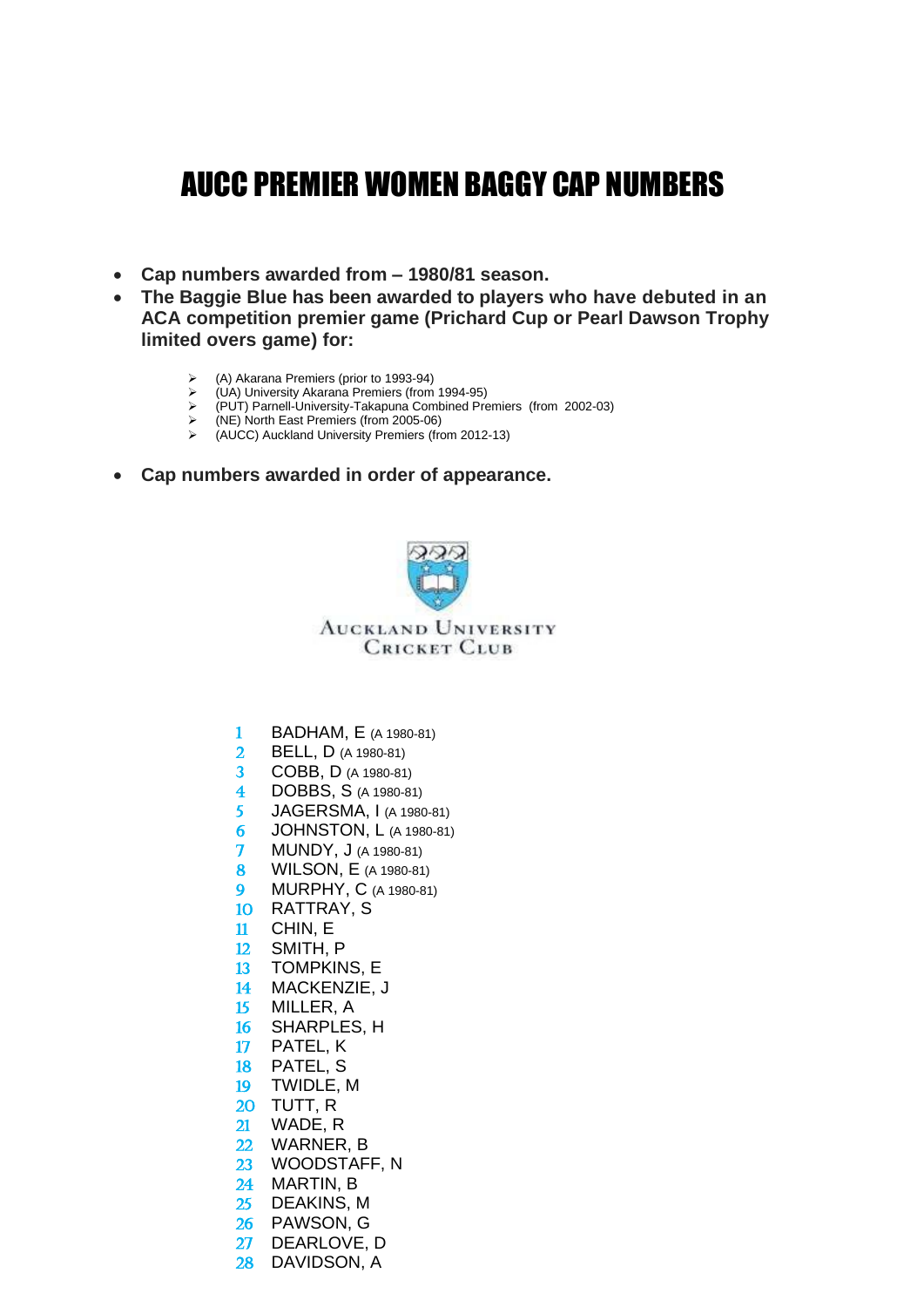# AUCC PREMIER WOMEN BAGGY CAP NUMBERS

- **Cap numbers awarded from – 1980/81 season.**
- **The Baggie Blue has been awarded to players who have debuted in an ACA competition premier game (Prichard Cup or Pearl Dawson Trophy limited overs game) for:**
  - (A) Akarana Premiers (prior to 1993-94)
  - (UA) University Akarana Premiers (from 1994-95)
  - (PUT) Parnell-University-Takapuna Combined Premiers (from 2002-03)
  - (NE) North East Premiers (from 2005-06)
  - (AUCC) Auckland University Premiers (from 2012-13)
- **Cap numbers awarded in order of appearance.**

Auckland University Cricket Club

1. BADHAM, E (A 1980-81)
2. BELL, D (A 1980-81)
3. COBB, D (A 1980-81)
4. DOBBS, S (A 1980-81)
5. JAGERSMA, I (A 1980-81)
6. JOHNSTON, L (A 1980-81)
7. MUNDY, J (A 1980-81)
8. WILSON, E (A 1980-81)
9. MURPHY, C (A 1980-81)
10. RATTRAY, S
11. CHIN, E
12. SMITH, P
13. TOMPKINS, E
14. MACKENZIE, J
15. MILLER, A
16. SHARPLES, H
17. PATEL, K
18. PATEL, S
19. TWIDLE, M
20. TUTT, R
21. WADE, R
22. WARNER, B
23. WOODSTAFF, N
24. MARTIN, B
25. DEAKINS, M
26. PAWSON, G
27. DEARLOVE, D
28. DAVIDSON, A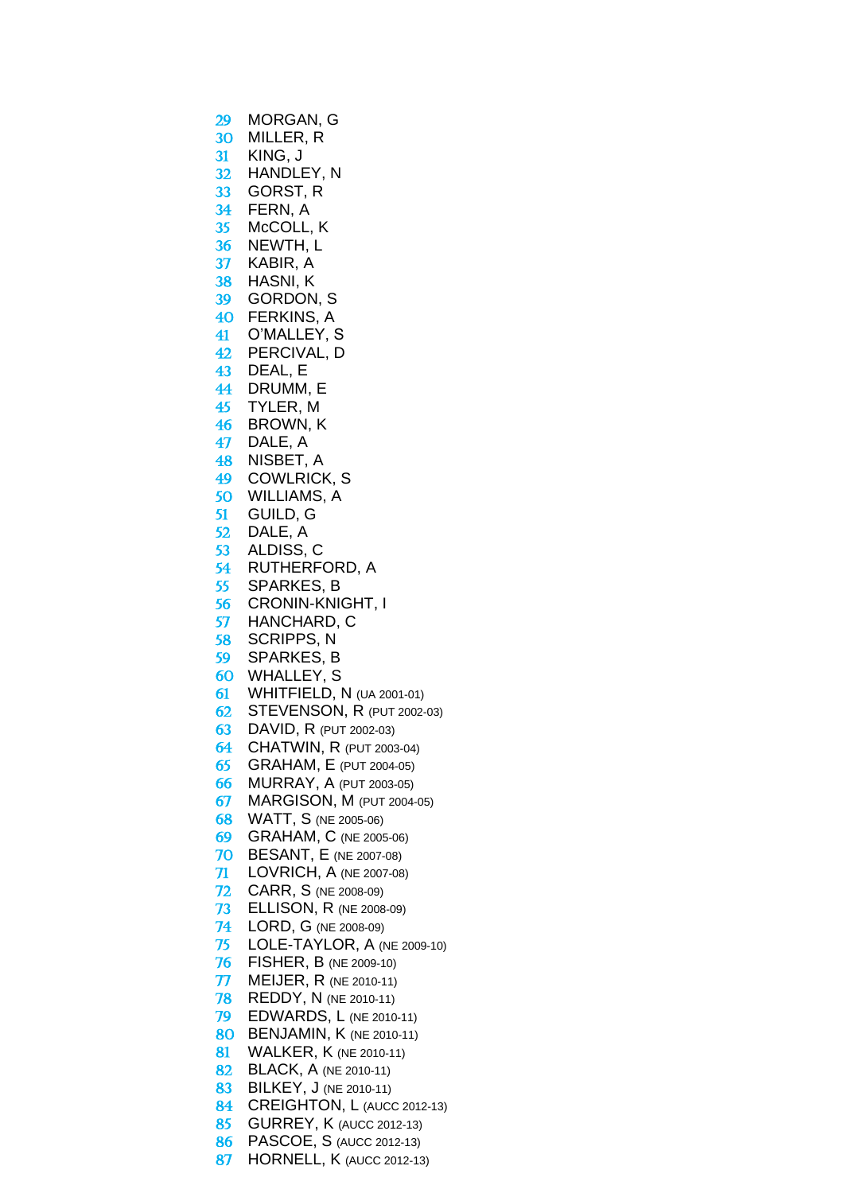29 MORGAN, G
30 MILLER, R
31 KING, J
32 HANDLEY, N
33 GORST, R
34 FERN, A
35 McCOLL, K
36 NEWTH, L
37 KABIR, A
38 HASNI, K
39 GORDON, S
40 FERKINS, A
41 O'MALLEY, S
42 PERCIVAL, D
43 DEAL, E
44 DRUMM, E
45 TYLER, M
46 BROWN, K
47 DALE, A
48 NISBET, A
49 COWLRICK, S
50 WILLIAMS, A
51 GUILD, G
52 DALE, A
53 ALDISS, C
54 RUTHERFORD, A
55 SPARKES, B
56 CRONIN-KNIGHT, I
57 HANCHARD, C
58 SCRIPPS, N
59 SPARKES, B
60 WHALLEY, S
61 WHITFIELD, N (UA 2001-01)
62 STEVENSON, R (PUT 2002-03)
63 DAVID, R (PUT 2002-03)
64 CHATWIN, R (PUT 2003-04)
65 GRAHAM, E (PUT 2004-05)
66 MURRAY, A (PUT 2003-05)
67 MARGISON, M (PUT 2004-05)
68 WATT, S (NE 2005-06)
69 GRAHAM, C (NE 2005-06)
70 BESANT, E (NE 2007-08)
71 LOVRICH, A (NE 2007-08)
72 CARR, S (NE 2008-09)
73 ELLISON, R (NE 2008-09)
74 LORD, G (NE 2008-09)
75 LOLE-TAYLOR, A (NE 2009-10)
76 FISHER, B (NE 2009-10)
77 MEIJER, R (NE 2010-11)
78 REDDY, N (NE 2010-11)
79 EDWARDS, L (NE 2010-11)
80 BENJAMIN, K (NE 2010-11)
81 WALKER, K (NE 2010-11)
82 BLACK, A (NE 2010-11)
83 BILKEY, J (NE 2010-11)
84 CREIGHTON, L (AUCC 2012-13)
85 GURREY, K (AUCC 2012-13)
86 PASCOE, S (AUCC 2012-13)
87 HORNELL, K (AUCC 2012-13)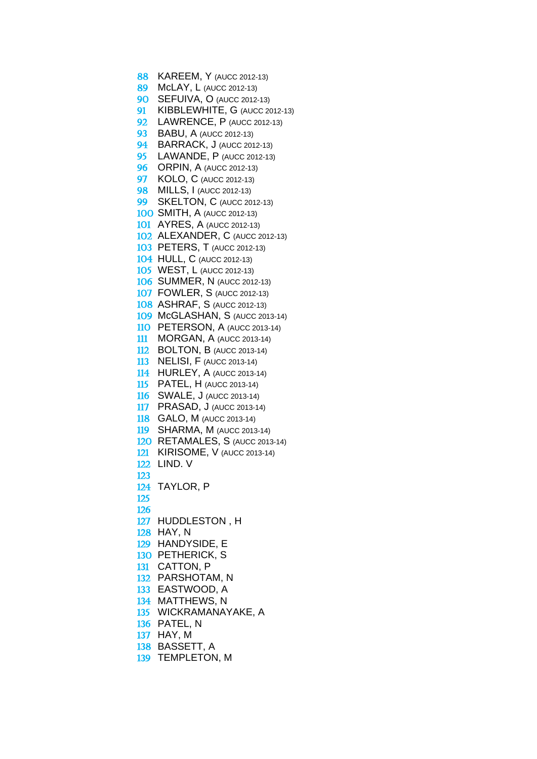88 KAREEM, Y (AUCC 2012-13)
89 McLAY, L (AUCC 2012-13)
90 SEFUIVA, O (AUCC 2012-13)
91 KIBBLEWHITE, G (AUCC 2012-13)
92 LAWRENCE, P (AUCC 2012-13)
93 BABU, A (AUCC 2012-13)
94 BARRACK, J (AUCC 2012-13)
95 LAWANDE, P (AUCC 2012-13)
96 ORPIN, A (AUCC 2012-13)
97 KOLO, C (AUCC 2012-13)
98 MILLS, I (AUCC 2012-13)
99 SKELTON, C (AUCC 2012-13)
100 SMITH, A (AUCC 2012-13)
101 AYRES, A (AUCC 2012-13)
102 ALEXANDER, C (AUCC 2012-13)
103 PETERS, T (AUCC 2012-13)
104 HULL, C (AUCC 2012-13)
105 WEST, L (AUCC 2012-13)
106 SUMMER, N (AUCC 2012-13)
107 FOWLER, S (AUCC 2012-13)
108 ASHRAF, S (AUCC 2012-13)
109 McGLASHAN, S (AUCC 2013-14)
110 PETERSON, A (AUCC 2013-14)
111 MORGAN, A (AUCC 2013-14)
112 BOLTON, B (AUCC 2013-14)
113 NELISI, F (AUCC 2013-14)
114 HURLEY, A (AUCC 2013-14)
115 PATEL, H (AUCC 2013-14)
116 SWALE, J (AUCC 2013-14)
117 PRASAD, J (AUCC 2013-14)
118 GALO, M (AUCC 2013-14)
119 SHARMA, M (AUCC 2013-14)
120 RETAMALES, S (AUCC 2013-14)
121 KIRISOME, V (AUCC 2013-14)
122 LIND. V
123
124 TAYLOR, P
125
126
127 HUDDLESTON , H
128 HAY, N
129 HANDYSIDE, E
130 PETHERICK, S
131 CATTON, P
132 PARSHOTAM, N
133 EASTWOOD, A
134 MATTHEWS, N
135 WICKRAMANAYAKE, A
136 PATEL, N
137 HAY, M
138 BASSETT, A
139 TEMPLETON, M